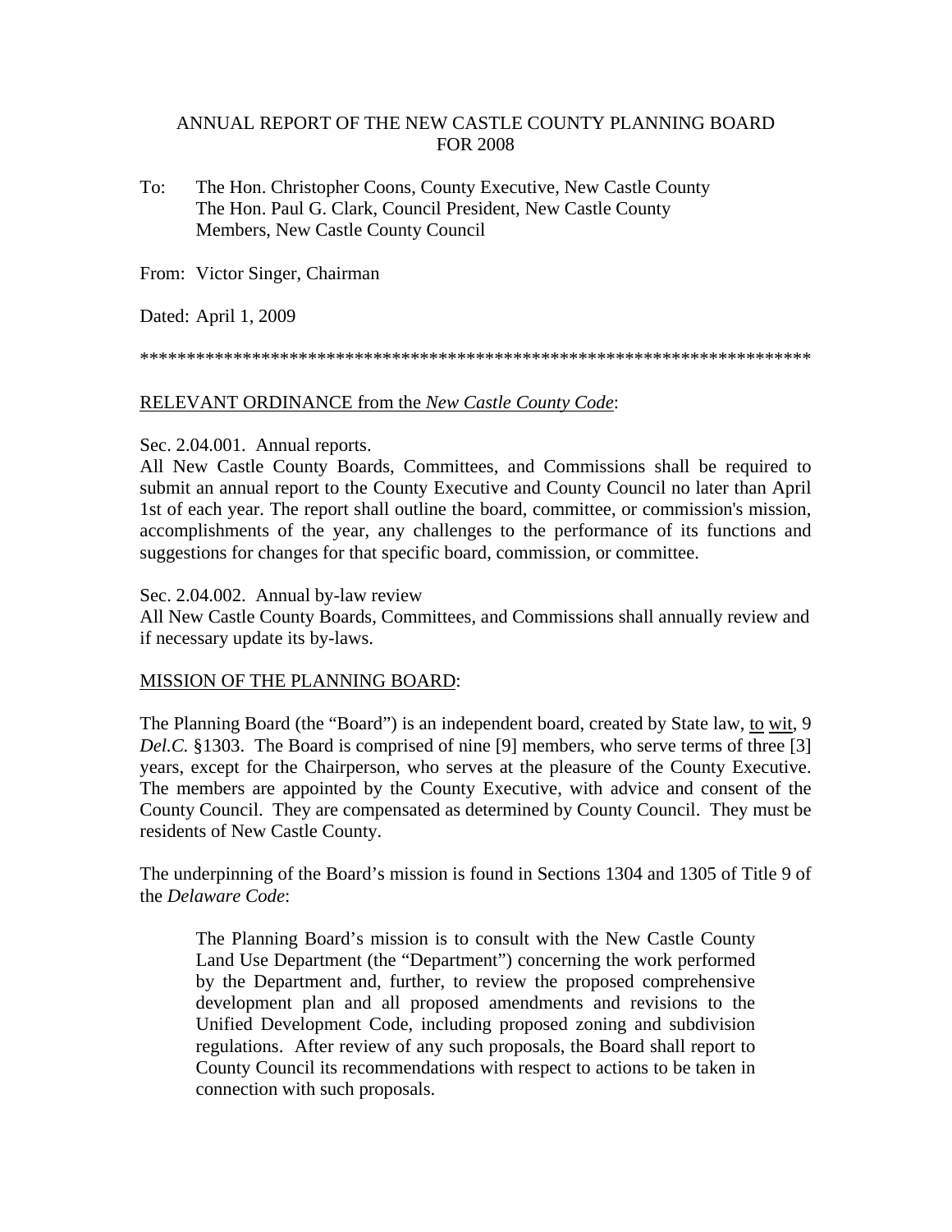# ANNUAL REPORT OF THE NEW CASTLE COUNTY PLANNING BOARD FOR 2008

To: The Hon. Christopher Coons, County Executive, New Castle County
The Hon. Paul G. Clark, Council President, New Castle County
Members, New Castle County Council

From: Victor Singer, Chairman

Dated: April 1, 2009

*************************************************************************

## RELEVANT ORDINANCE from the *New Castle County Code*:

Sec. 2.04.001. Annual reports.
All New Castle County Boards, Committees, and Commissions shall be required to submit an annual report to the County Executive and County Council no later than April 1st of each year. The report shall outline the board, committee, or commission's mission, accomplishments of the year, any challenges to the performance of its functions and suggestions for changes for that specific board, commission, or committee.

Sec. 2.04.002. Annual by-law review
All New Castle County Boards, Committees, and Commissions shall annually review and if necessary update its by-laws.

## MISSION OF THE PLANNING BOARD:

The Planning Board (the "Board") is an independent board, created by State law, to wit, 9 *Del.C.* §1303. The Board is comprised of nine [9] members, who serve terms of three [3] years, except for the Chairperson, who serves at the pleasure of the County Executive. The members are appointed by the County Executive, with advice and consent of the County Council. They are compensated as determined by County Council. They must be residents of New Castle County.

The underpinning of the Board's mission is found in Sections 1304 and 1305 of Title 9 of the *Delaware Code*:

> The Planning Board's mission is to consult with the New Castle County Land Use Department (the "Department") concerning the work performed by the Department and, further, to review the proposed comprehensive development plan and all proposed amendments and revisions to the Unified Development Code, including proposed zoning and subdivision regulations. After review of any such proposals, the Board shall report to County Council its recommendations with respect to actions to be taken in connection with such proposals.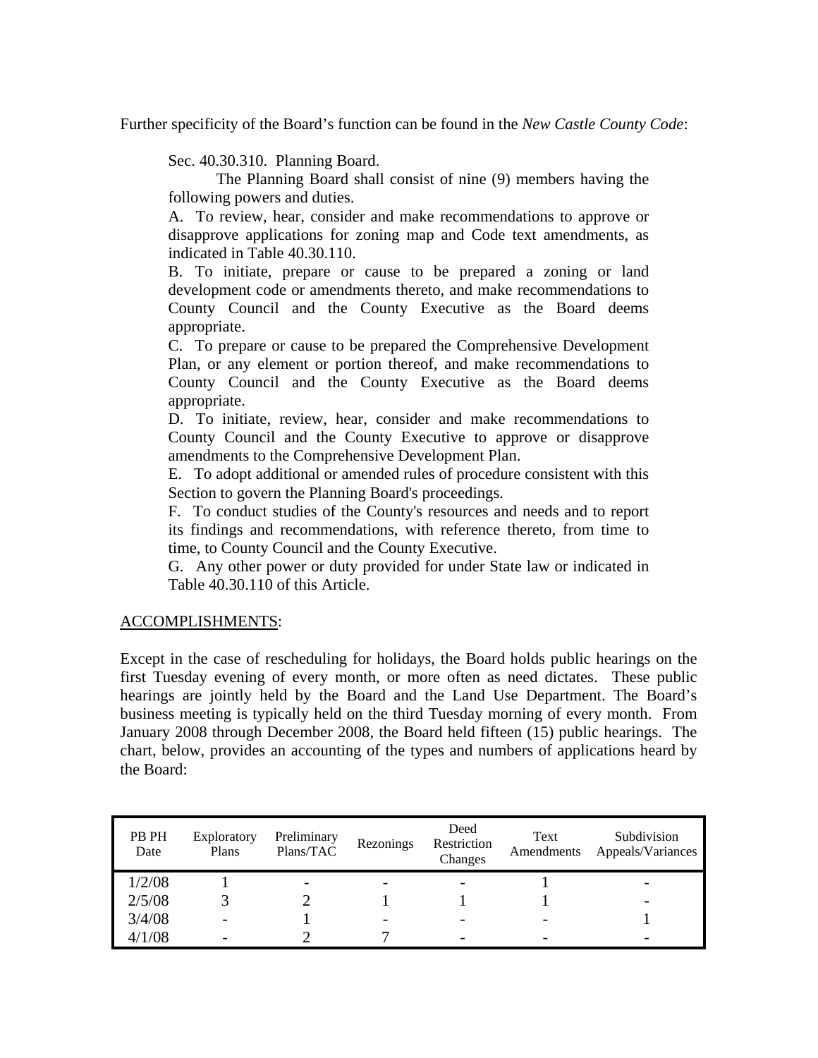Further specificity of the Board's function can be found in the *New Castle County Code*:

> Sec. 40.30.310. Planning Board.
>
> The Planning Board shall consist of nine (9) members having the following powers and duties.
>
> A. To review, hear, consider and make recommendations to approve or disapprove applications for zoning map and Code text amendments, as indicated in Table 40.30.110.
>
> B. To initiate, prepare or cause to be prepared a zoning or land development code or amendments thereto, and make recommendations to County Council and the County Executive as the Board deems appropriate.
>
> C. To prepare or cause to be prepared the Comprehensive Development Plan, or any element or portion thereof, and make recommendations to County Council and the County Executive as the Board deems appropriate.
>
> D. To initiate, review, hear, consider and make recommendations to County Council and the County Executive to approve or disapprove amendments to the Comprehensive Development Plan.
>
> E. To adopt additional or amended rules of procedure consistent with this Section to govern the Planning Board's proceedings.
>
> F. To conduct studies of the County's resources and needs and to report its findings and recommendations, with reference thereto, from time to time, to County Council and the County Executive.
>
> G. Any other power or duty provided for under State law or indicated in Table 40.30.110 of this Article.

<u>ACCOMPLISHMENTS</u>:

Except in the case of rescheduling for holidays, the Board holds public hearings on the first Tuesday evening of every month, or more often as need dictates. These public hearings are jointly held by the Board and the Land Use Department. The Board's business meeting is typically held on the third Tuesday morning of every month. From January 2008 through December 2008, the Board held fifteen (15) public hearings. The chart, below, provides an accounting of the types and numbers of applications heard by the Board:

| PB PH Date | Exploratory Plans | Preliminary Plans/TAC | Rezonings | Deed Restriction Changes | Text Amendments | Subdivision Appeals/Variances |
|---|---|---|---|---|---|---|
| 1/2/08 | 1 | - | - | - | 1 | - |
| 2/5/08 | 3 | 2 | 1 | 1 | 1 | - |
| 3/4/08 | - | 1 | - | - | - | 1 |
| 4/1/08 | - | 2 | 7 | - | - | - |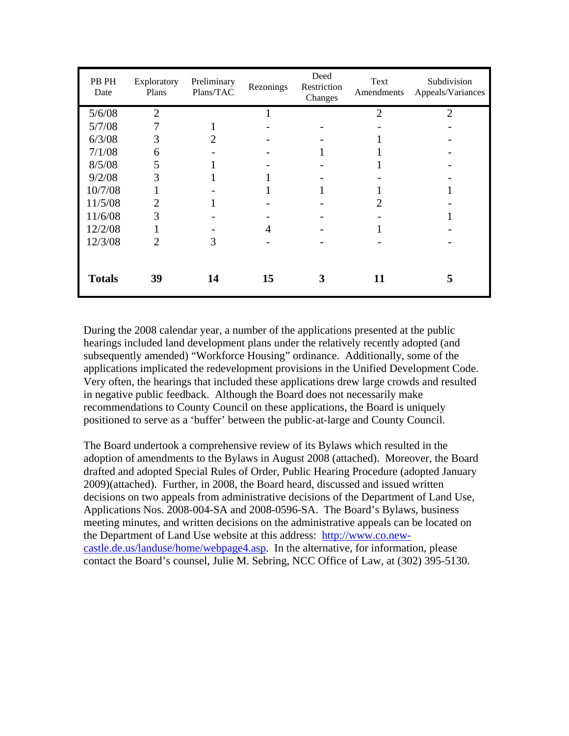| PB PH Date | Exploratory Plans | Preliminary Plans/TAC | Rezonings | Deed Restriction Changes | Text Amendments | Subdivision Appeals/Variances |
|---|---|---|---|---|---|---|
| 5/6/08 | 2 | | 1 | | 2 | 2 |
| 5/7/08 | 7 | 1 | - | - | - | - |
| 6/3/08 | 3 | 2 | - | - | 1 | - |
| 7/1/08 | 6 | - | - | 1 | 1 | - |
| 8/5/08 | 5 | 1 | - | - | 1 | - |
| 9/2/08 | 3 | 1 | 1 | - | - | - |
| 10/7/08 | 1 | - | 1 | 1 | 1 | 1 |
| 11/5/08 | 2 | 1 | - | - | 2 | - |
| 11/6/08 | 3 | - | - | - | - | 1 |
| 12/2/08 | 1 | - | 4 | - | 1 | - |
| 12/3/08 | 2 | 3 | - | - | - | - |
| **Totals** | **39** | **14** | **15** | **3** | **11** | **5** |

During the 2008 calendar year, a number of the applications presented at the public hearings included land development plans under the relatively recently adopted (and subsequently amended) "Workforce Housing" ordinance. Additionally, some of the applications implicated the redevelopment provisions in the Unified Development Code. Very often, the hearings that included these applications drew large crowds and resulted in negative public feedback. Although the Board does not necessarily make recommendations to County Council on these applications, the Board is uniquely positioned to serve as a 'buffer' between the public-at-large and County Council.

The Board undertook a comprehensive review of its Bylaws which resulted in the adoption of amendments to the Bylaws in August 2008 (attached). Moreover, the Board drafted and adopted Special Rules of Order, Public Hearing Procedure (adopted January 2009)(attached). Further, in 2008, the Board heard, discussed and issued written decisions on two appeals from administrative decisions of the Department of Land Use, Applications Nos. 2008-004-SA and 2008-0596-SA. The Board's Bylaws, business meeting minutes, and written decisions on the administrative appeals can be located on the Department of Land Use website at this address: http://www.co.new-castle.de.us/landuse/home/webpage4.asp. In the alternative, for information, please contact the Board's counsel, Julie M. Sebring, NCC Office of Law, at (302) 395-5130.